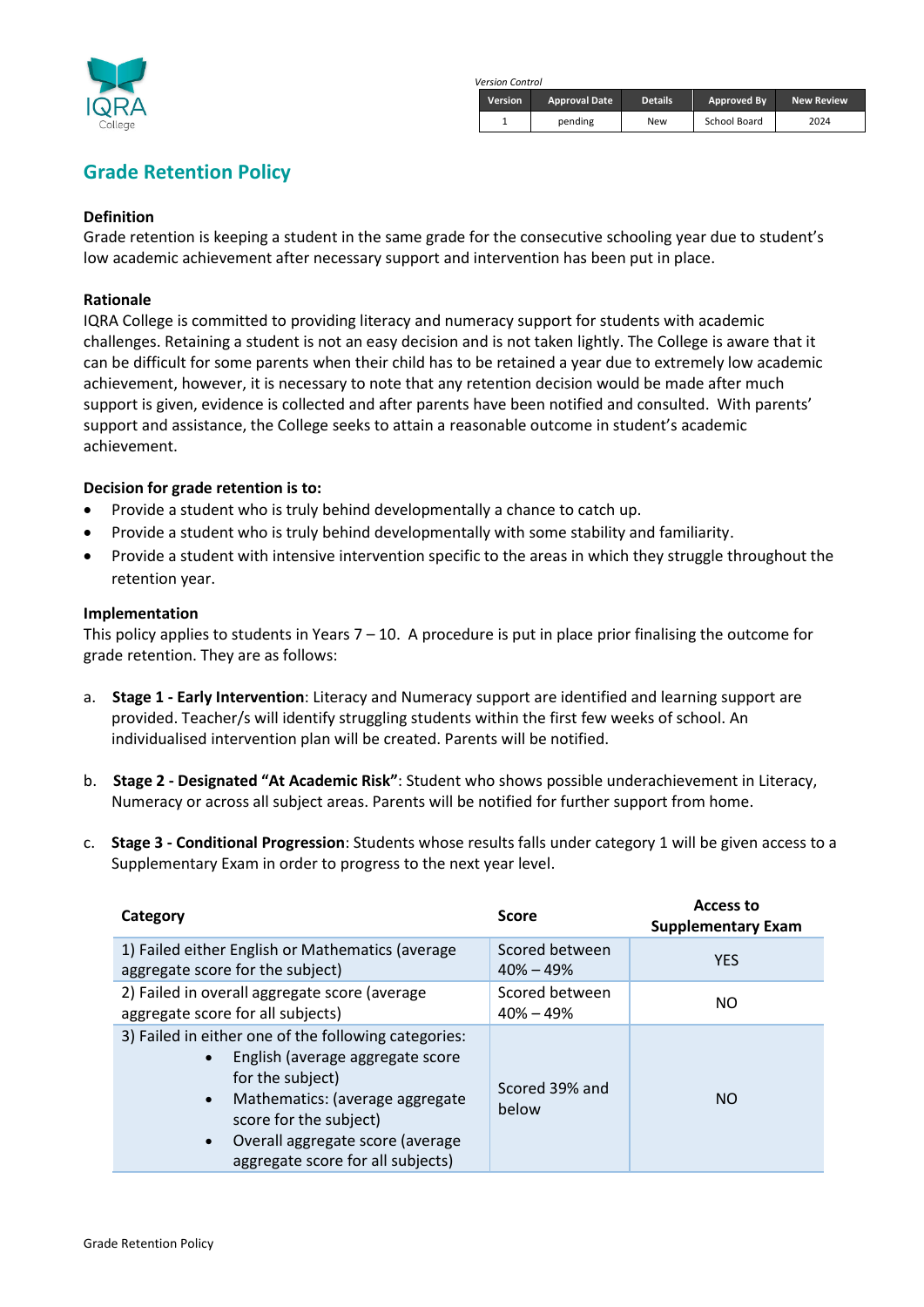*Version Control*

| Version | Approval Date | Details | Approved By | New Review |
|---|---|---|---|---|
| 1 | pending | New | School Board | 2024 |

# Grade Retention Policy

**Definition**

Grade retention is keeping a student in the same grade for the consecutive schooling year due to student's low academic achievement after necessary support and intervention has been put in place.

**Rationale**

IQRA College is committed to providing literacy and numeracy support for students with academic challenges. Retaining a student is not an easy decision and is not taken lightly. The College is aware that it can be difficult for some parents when their child has to be retained a year due to extremely low academic achievement, however, it is necessary to note that any retention decision would be made after much support is given, evidence is collected and after parents have been notified and consulted. With parents' support and assistance, the College seeks to attain a reasonable outcome in student's academic achievement.

**Decision for grade retention is to:**

- Provide a student who is truly behind developmentally a chance to catch up.
- Provide a student who is truly behind developmentally with some stability and familiarity.
- Provide a student with intensive intervention specific to the areas in which they struggle throughout the retention year.

**Implementation**

This policy applies to students in Years 7 – 10. A procedure is put in place prior finalising the outcome for grade retention. They are as follows:

a. **Stage 1 - Early Intervention**: Literacy and Numeracy support are identified and learning support are provided. Teacher/s will identify struggling students within the first few weeks of school. An individualised intervention plan will be created. Parents will be notified.

b. **Stage 2 - Designated "At Academic Risk"**: Student who shows possible underachievement in Literacy, Numeracy or across all subject areas. Parents will be notified for further support from home.

c. **Stage 3 - Conditional Progression**: Students whose results falls under category 1 will be given access to a Supplementary Exam in order to progress to the next year level.

| Category | Score | Access to Supplementary Exam |
|---|---|---|
| 1) Failed either English or Mathematics (average aggregate score for the subject) | Scored between 40% – 49% | YES |
| 2) Failed in overall aggregate score (average aggregate score for all subjects) | Scored between 40% – 49% | NO |
| 3) Failed in either one of the following categories:<br>• English (average aggregate score for the subject)<br>• Mathematics: (average aggregate score for the subject)<br>• Overall aggregate score (average aggregate score for all subjects) | Scored 39% and below | NO |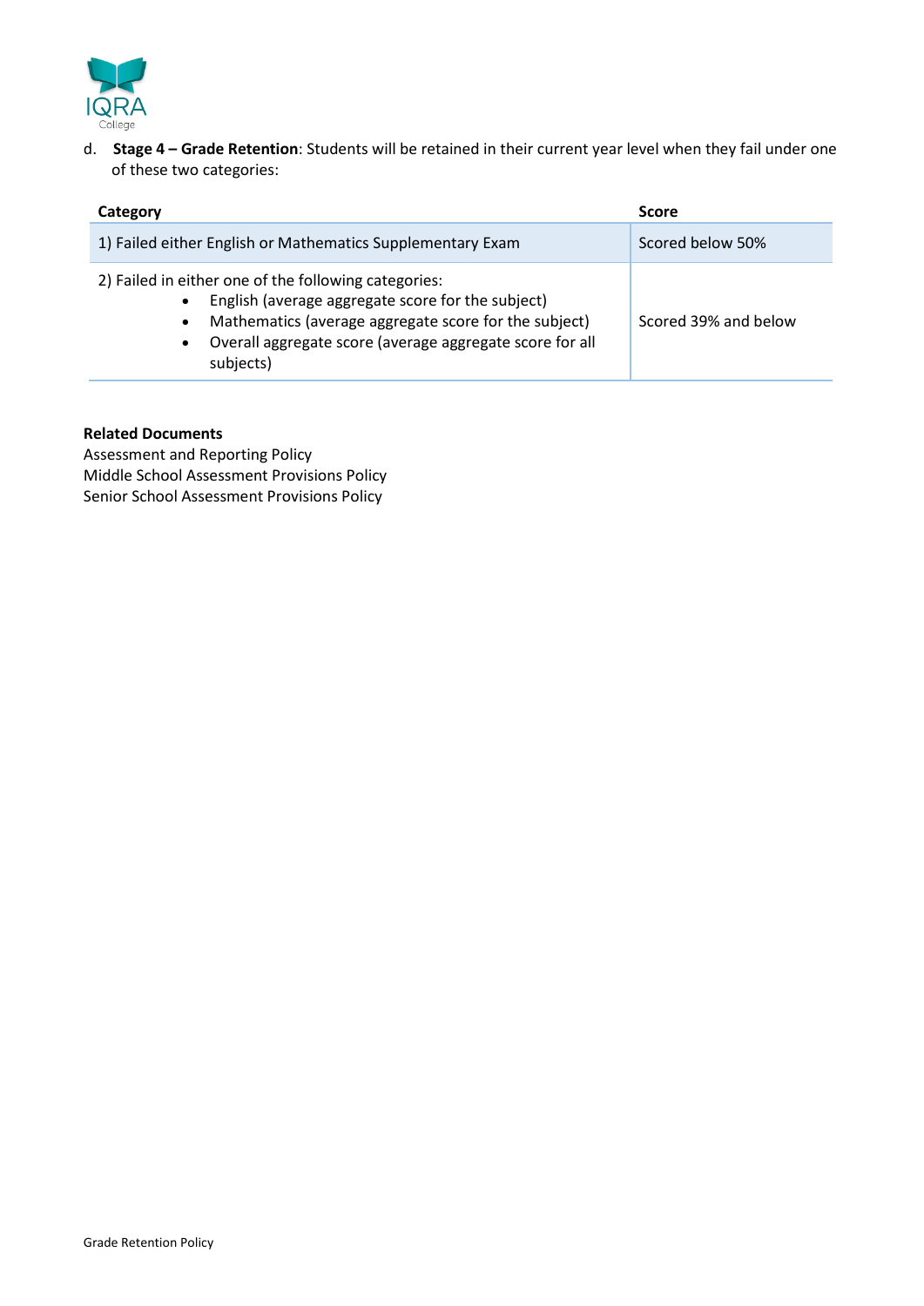d. **Stage 4 – Grade Retention**: Students will be retained in their current year level when they fail under one of these two categories:

| Category | Score |
|---|---|
| 1) Failed either English or Mathematics Supplementary Exam | Scored below 50% |
| 2) Failed in either one of the following categories:<br>• English (average aggregate score for the subject)<br>• Mathematics (average aggregate score for the subject)<br>• Overall aggregate score (average aggregate score for all subjects) | Scored 39% and below |

**Related Documents**

Assessment and Reporting Policy

Middle School Assessment Provisions Policy

Senior School Assessment Provisions Policy